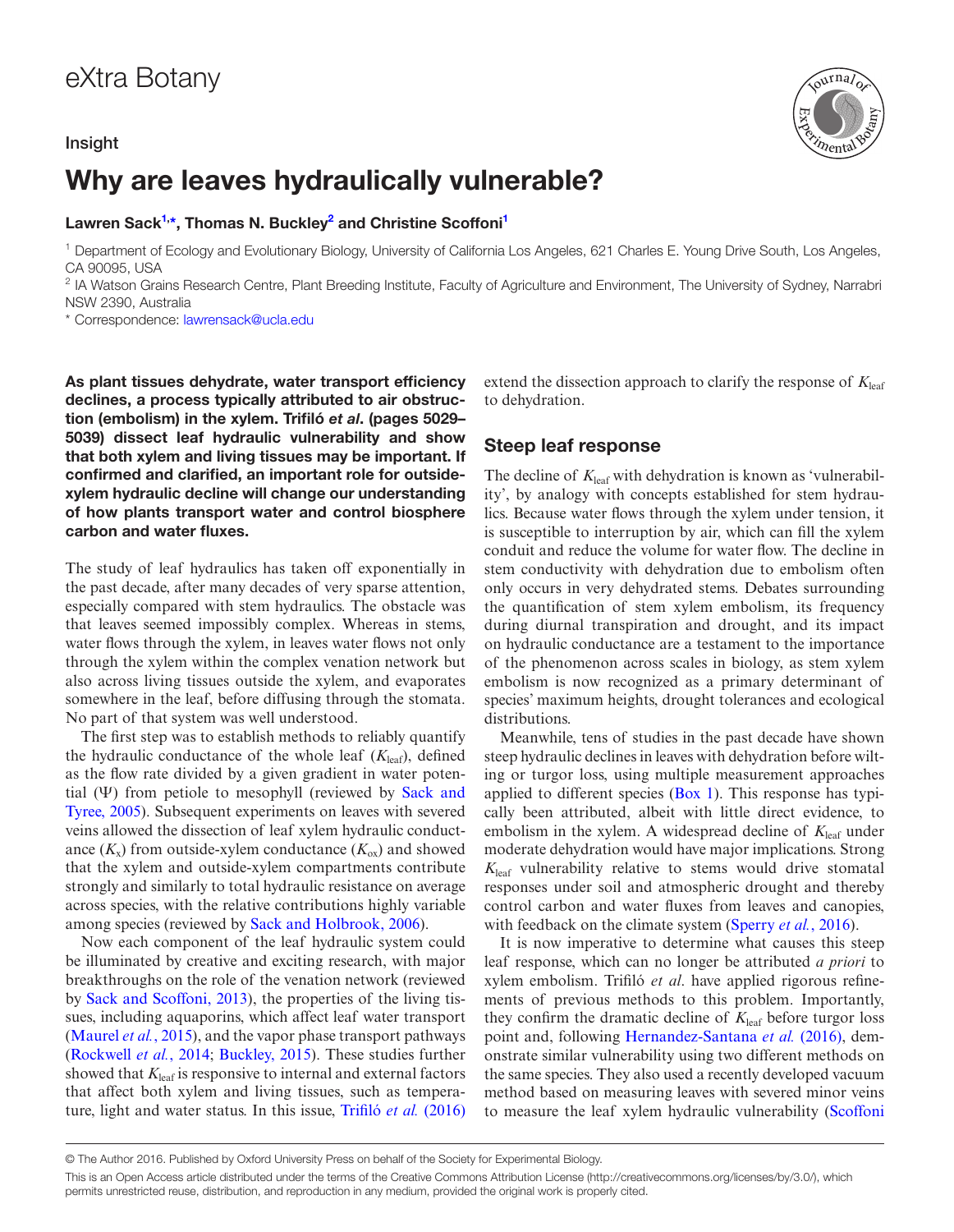eXtra Botany

Insight

# Why are leaves hydraulically vulnerable?

**Lawren Sack[1,*], Thomas N. Buckley[2] and Christine Scoffoni[1]**

[1] Department of Ecology and Evolutionary Biology, University of California Los Angeles, 621 Charles E. Young Drive South, Los Angeles, CA 90095, USA

[2] IA Watson Grains Research Centre, Plant Breeding Institute, Faculty of Agriculture and Environment, The University of Sydney, Narrabri NSW 2390, Australia

* Correspondence: lawrensack@ucla.edu

**As plant tissues dehydrate, water transport efficiency declines, a process typically attributed to air obstruction (embolism) in the xylem. Trifiló *et al*. (pages 5029–5039) dissect leaf hydraulic vulnerability and show that both xylem and living tissues may be important. If confirmed and clarified, an important role for outside-xylem hydraulic decline will change our understanding of how plants transport water and control biosphere carbon and water fluxes.**

The study of leaf hydraulics has taken off exponentially in the past decade, after many decades of very sparse attention, especially compared with stem hydraulics. The obstacle was that leaves seemed impossibly complex. Whereas in stems, water flows through the xylem, in leaves water flows not only through the xylem within the complex venation network but also across living tissues outside the xylem, and evaporates somewhere in the leaf, before diffusing through the stomata. No part of that system was well understood.

The first step was to establish methods to reliably quantify the hydraulic conductance of the whole leaf ($K_{leaf}$), defined as the flow rate divided by a given gradient in water potential (Ψ) from petiole to mesophyll (reviewed by Sack and Tyree, 2005). Subsequent experiments on leaves with severed veins allowed the dissection of leaf xylem hydraulic conductance ($K_x$) from outside-xylem conductance ($K_{ox}$) and showed that the xylem and outside-xylem compartments contribute strongly and similarly to total hydraulic resistance on average across species, with the relative contributions highly variable among species (reviewed by Sack and Holbrook, 2006).

Now each component of the leaf hydraulic system could be illuminated by creative and exciting research, with major breakthroughs on the role of the venation network (reviewed by Sack and Scoffoni, 2013), the properties of the living tissues, including aquaporins, which affect leaf water transport (Maurel *et al.*, 2015), and the vapor phase transport pathways (Rockwell *et al.*, 2014; Buckley, 2015). These studies further showed that $K_{leaf}$ is responsive to internal and external factors that affect both xylem and living tissues, such as temperature, light and water status. In this issue, Trifiló *et al.* (2016) extend the dissection approach to clarify the response of $K_{leaf}$ to dehydration.

## Steep leaf response

The decline of $K_{leaf}$ with dehydration is known as 'vulnerability', by analogy with concepts established for stem hydraulics. Because water flows through the xylem under tension, it is susceptible to interruption by air, which can fill the xylem conduit and reduce the volume for water flow. The decline in stem conductivity with dehydration due to embolism often only occurs in very dehydrated stems. Debates surrounding the quantification of stem xylem embolism, its frequency during diurnal transpiration and drought, and its impact on hydraulic conductance are a testament to the importance of the phenomenon across scales in biology, as stem xylem embolism is now recognized as a primary determinant of species' maximum heights, drought tolerances and ecological distributions.

Meanwhile, tens of studies in the past decade have shown steep hydraulic declines in leaves with dehydration before wilting or turgor loss, using multiple measurement approaches applied to different species (Box 1). This response has typically been attributed, albeit with little direct evidence, to embolism in the xylem. A widespread decline of $K_{leaf}$ under moderate dehydration would have major implications. Strong $K_{leaf}$ vulnerability relative to stems would drive stomatal responses under soil and atmospheric drought and thereby control carbon and water fluxes from leaves and canopies, with feedback on the climate system (Sperry *et al.*, 2016).

It is now imperative to determine what causes this steep leaf response, which can no longer be attributed *a priori* to xylem embolism. Trifiló *et al.* have applied rigorous refinements of previous methods to this problem. Importantly, they confirm the dramatic decline of $K_{leaf}$ before turgor loss point and, following Hernandez-Santana *et al.* (2016), demonstrate similar vulnerability using two different methods on the same species. They also used a recently developed vacuum method based on measuring leaves with severed minor veins to measure the leaf xylem hydraulic vulnerability (Scoffoni

© The Author 2016. Published by Oxford University Press on behalf of the Society for Experimental Biology.

This is an Open Access article distributed under the terms of the Creative Commons Attribution License (http://creativecommons.org/licenses/by/3.0/), which permits unrestricted reuse, distribution, and reproduction in any medium, provided the original work is properly cited.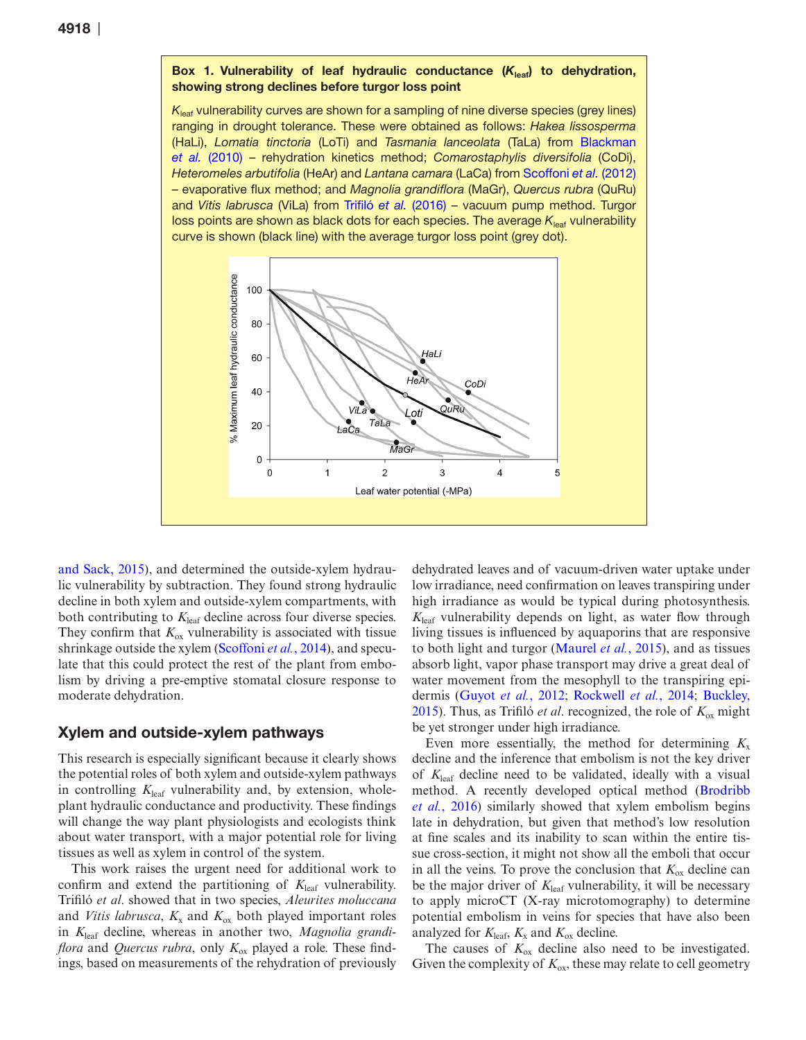**Box 1. Vulnerability of leaf hydraulic conductance ($K_{leaf}$) to dehydration, showing strong declines before turgor loss point**

$K_{leaf}$ vulnerability curves are shown for a sampling of nine diverse species (grey lines) ranging in drought tolerance. These were obtained as follows: *Hakea lissosperma* (HaLi), *Lomatia tinctoria* (LoTi) and *Tasmania lanceolata* (TaLa) from Blackman *et al.* (2010) – rehydration kinetics method; *Comarostaphylis diversifolia* (CoDi), *Heteromeles arbutifolia* (HeAr) and *Lantana camara* (LaCa) from Scoffoni *et al.* (2012) – evaporative flux method; and *Magnolia grandiflora* (MaGr), *Quercus rubra* (QuRu) and *Vitis labrusca* (ViLa) from Trifiló *et al.* (2016) – vacuum pump method. Turgor loss points are shown as black dots for each species. The average $K_{leaf}$ vulnerability curve is shown (black line) with the average turgor loss point (grey dot).

and Sack, 2015), and determined the outside-xylem hydraulic vulnerability by subtraction. They found strong hydraulic decline in both xylem and outside-xylem compartments, with both contributing to $K_{leaf}$ decline across four diverse species. They confirm that $K_{ox}$ vulnerability is associated with tissue shrinkage outside the xylem (Scoffoni *et al.*, 2014), and speculate that this could protect the rest of the plant from embolism by driving a pre-emptive stomatal closure response to moderate dehydration.

## Xylem and outside-xylem pathways

This research is especially significant because it clearly shows the potential roles of both xylem and outside-xylem pathways in controlling $K_{leaf}$ vulnerability and, by extension, whole-plant hydraulic conductance and productivity. These findings will change the way plant physiologists and ecologists think about water transport, with a major potential role for living tissues as well as xylem in control of the system.

This work raises the urgent need for additional work to confirm and extend the partitioning of $K_{leaf}$ vulnerability. Trifiló *et al*. showed that in two species, *Aleurites moluccana* and *Vitis labrusca*, $K_x$ and $K_{ox}$ both played important roles in $K_{leaf}$ decline, whereas in another two, *Magnolia grandiflora* and *Quercus rubra*, only $K_{ox}$ played a role. These findings, based on measurements of the rehydration of previously dehydrated leaves and of vacuum-driven water uptake under low irradiance, need confirmation on leaves transpiring under high irradiance as would be typical during photosynthesis. $K_{leaf}$ vulnerability depends on light, as water flow through living tissues is influenced by aquaporins that are responsive to both light and turgor (Maurel *et al.*, 2015), and as tissues absorb light, vapor phase transport may drive a great deal of water movement from the mesophyll to the transpiring epidermis (Guyot *et al.*, 2012; Rockwell *et al.*, 2014; Buckley, 2015). Thus, as Trifiló *et al*. recognized, the role of $K_{ox}$ might be yet stronger under high irradiance.

Even more essentially, the method for determining $K_x$ decline and the inference that embolism is not the key driver of $K_{leaf}$ decline need to be validated, ideally with a visual method. A recently developed optical method (Brodribb *et al.*, 2016) similarly showed that xylem embolism begins late in dehydration, but given that method's low resolution at fine scales and its inability to scan within the entire tissue cross-section, it might not show all the emboli that occur in all the veins. To prove the conclusion that $K_{ox}$ decline can be the major driver of $K_{leaf}$ vulnerability, it will be necessary to apply microCT (X-ray microtomography) to determine potential embolism in veins for species that have also been analyzed for $K_{leaf}$, $K_x$ and $K_{ox}$ decline.

The causes of $K_{ox}$ decline also need to be investigated. Given the complexity of $K_{ox}$, these may relate to cell geometry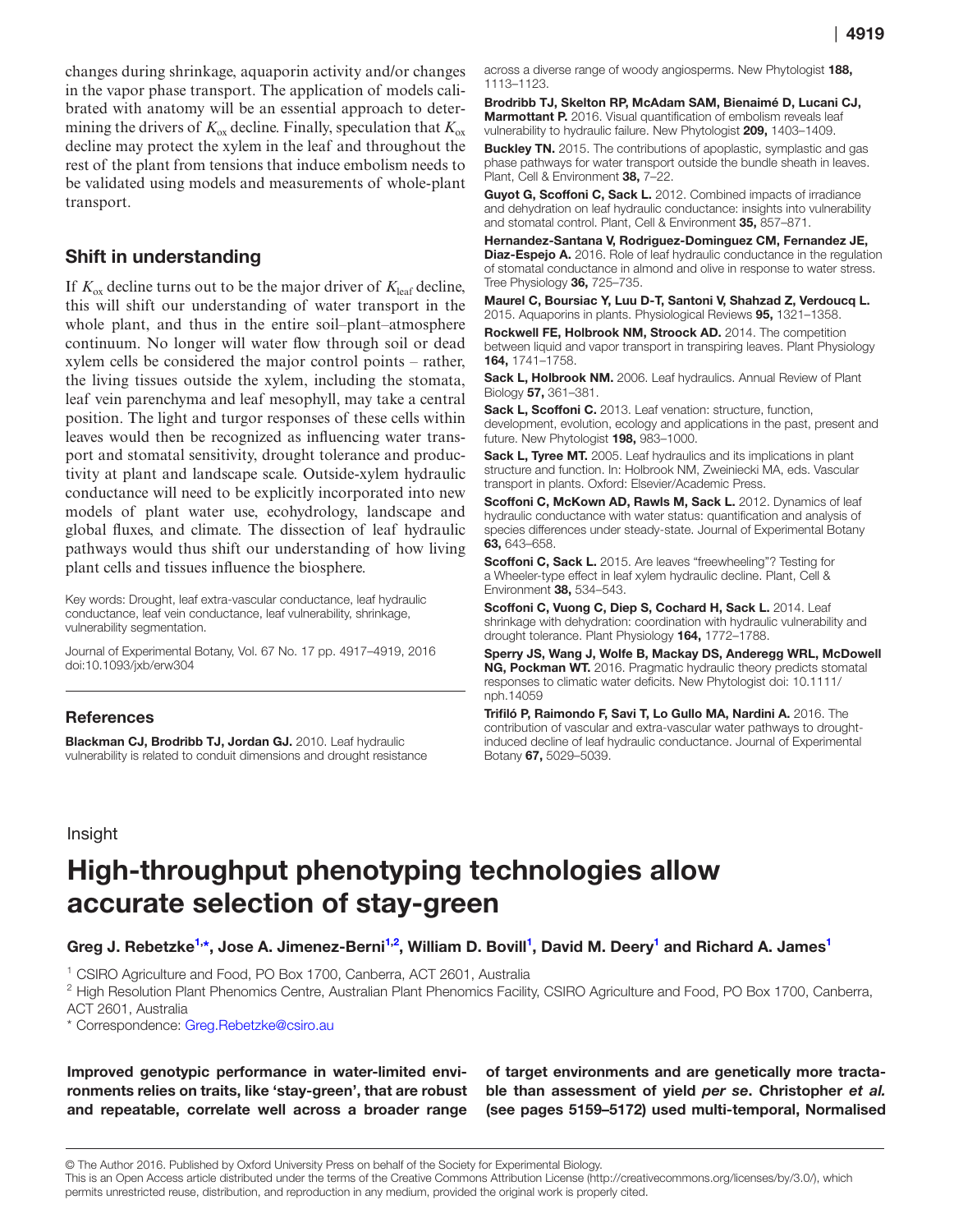changes during shrinkage, aquaporin activity and/or changes in the vapor phase transport. The application of models calibrated with anatomy will be an essential approach to determining the drivers of $K_{ox}$ decline. Finally, speculation that $K_{ox}$ decline may protect the xylem in the leaf and throughout the rest of the plant from tensions that induce embolism needs to be validated using models and measurements of whole-plant transport.

## Shift in understanding

If $K_{ox}$ decline turns out to be the major driver of $K_{leaf}$ decline, this will shift our understanding of water transport in the whole plant, and thus in the entire soil–plant–atmosphere continuum. No longer will water flow through soil or dead xylem cells be considered the major control points – rather, the living tissues outside the xylem, including the stomata, leaf vein parenchyma and leaf mesophyll, may take a central position. The light and turgor responses of these cells within leaves would then be recognized as influencing water transport and stomatal sensitivity, drought tolerance and productivity at plant and landscape scale. Outside-xylem hydraulic conductance will need to be explicitly incorporated into new models of plant water use, ecohydrology, landscape and global fluxes, and climate. The dissection of leaf hydraulic pathways would thus shift our understanding of how living plant cells and tissues influence the biosphere.

Key words: Drought, leaf extra-vascular conductance, leaf hydraulic conductance, leaf vein conductance, leaf vulnerability, shrinkage, vulnerability segmentation.

Journal of Experimental Botany, Vol. 67 No. 17 pp. 4917–4919, 2016
doi:10.1093/jxb/erw304

## References

**Blackman CJ, Brodribb TJ, Jordan GJ.** 2010. Leaf hydraulic vulnerability is related to conduit dimensions and drought resistance across a diverse range of woody angiosperms. New Phytologist **188,** 1113–1123.

**Brodribb TJ, Skelton RP, McAdam SAM, Bienaimé D, Lucani CJ, Marmottant P.** 2016. Visual quantification of embolism reveals leaf vulnerability to hydraulic failure. New Phytologist **209,** 1403–1409.

**Buckley TN.** 2015. The contributions of apoplastic, symplastic and gas phase pathways for water transport outside the bundle sheath in leaves. Plant, Cell & Environment **38,** 7–22.

**Guyot G, Scoffoni C, Sack L.** 2012. Combined impacts of irradiance and dehydration on leaf hydraulic conductance: insights into vulnerability and stomatal control. Plant, Cell & Environment **35,** 857–871.

**Hernandez-Santana V, Rodriguez-Dominguez CM, Fernandez JE, Diaz-Espejo A.** 2016. Role of leaf hydraulic conductance in the regulation of stomatal conductance in almond and olive in response to water stress. Tree Physiology **36,** 725–735.

**Maurel C, Boursiac Y, Luu D-T, Santoni V, Shahzad Z, Verdoucq L.** 2015. Aquaporins in plants. Physiological Reviews **95,** 1321–1358.

**Rockwell FE, Holbrook NM, Stroock AD.** 2014. The competition between liquid and vapor transport in transpiring leaves. Plant Physiology **164,** 1741–1758.

**Sack L, Holbrook NM.** 2006. Leaf hydraulics. Annual Review of Plant Biology **57,** 361–381.

**Sack L, Scoffoni C.** 2013. Leaf venation: structure, function, development, evolution, ecology and applications in the past, present and future. New Phytologist **198,** 983–1000.

**Sack L, Tyree MT.** 2005. Leaf hydraulics and its implications in plant structure and function. In: Holbrook NM, Zweiniecki MA, eds. Vascular transport in plants. Oxford: Elsevier/Academic Press.

**Scoffoni C, McKown AD, Rawls M, Sack L.** 2012. Dynamics of leaf hydraulic conductance with water status: quantification and analysis of species differences under steady-state. Journal of Experimental Botany **63,** 643–658.

**Scoffoni C, Sack L.** 2015. Are leaves "freewheeling"? Testing for a Wheeler-type effect in leaf xylem hydraulic decline. Plant, Cell & Environment **38,** 534–543.

**Scoffoni C, Vuong C, Diep S, Cochard H, Sack L.** 2014. Leaf shrinkage with dehydration: coordination with hydraulic vulnerability and drought tolerance. Plant Physiology **164,** 1772–1788.

**Sperry JS, Wang J, Wolfe B, Mackay DS, Anderegg WRL, McDowell NG, Pockman WT.** 2016. Pragmatic hydraulic theory predicts stomatal responses to climatic water deficits. New Phytologist doi: 10.1111/nph.14059

**Trifiló P, Raimondo F, Savi T, Lo Gullo MA, Nardini A.** 2016. The contribution of vascular and extra-vascular water pathways to drought-induced decline of leaf hydraulic conductance. Journal of Experimental Botany **67,** 5029–5039.

Insight

# High-throughput phenotyping technologies allow accurate selection of stay-green

**Greg J. Rebetzke[1,*], Jose A. Jimenez-Berni[1,2], William D. Bovill[1], David M. Deery[1] and Richard A. James[1]**

[1] CSIRO Agriculture and Food, PO Box 1700, Canberra, ACT 2601, Australia

[2] High Resolution Plant Phenomics Centre, Australian Plant Phenomics Facility, CSIRO Agriculture and Food, PO Box 1700, Canberra, ACT 2601, Australia

* Correspondence: Greg.Rebetzke@csiro.au

**Improved genotypic performance in water-limited environments relies on traits, like 'stay-green', that are robust and repeatable, correlate well across a broader range of target environments and are genetically more tractable than assessment of yield *per se*. Christopher *et al.* (see pages 5159–5172) used multi-temporal, Normalised**

© The Author 2016. Published by Oxford University Press on behalf of the Society for Experimental Biology.
This is an Open Access article distributed under the terms of the Creative Commons Attribution License (http://creativecommons.org/licenses/by/3.0/), which permits unrestricted reuse, distribution, and reproduction in any medium, provided the original work is properly cited.